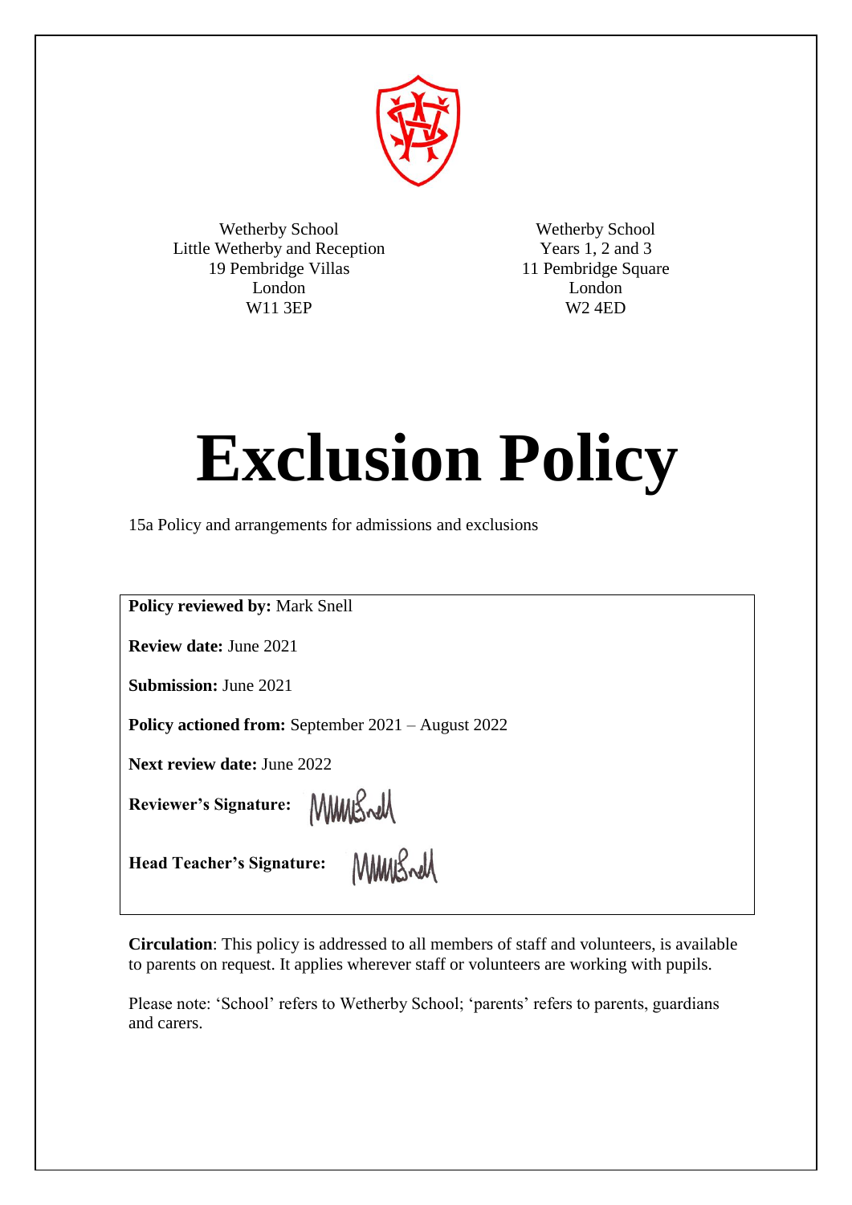Wetherby School
Little Wetherby and Reception
19 Pembridge Villas
London
W11 3EP

Wetherby School
Years 1, 2 and 3
11 Pembridge Square
London
W2 4ED

# Exclusion Policy

15a Policy and arrangements for admissions and exclusions

**Policy reviewed by:** Mark Snell

**Review date:** June 2021

**Submission:** June 2021

**Policy actioned from:** September 2021 – August 2022

**Next review date:** June 2022

**Reviewer's Signature:**

**Head Teacher's Signature:**

**Circulation**: This policy is addressed to all members of staff and volunteers, is available to parents on request. It applies wherever staff or volunteers are working with pupils.

Please note: 'School' refers to Wetherby School; 'parents' refers to parents, guardians and carers.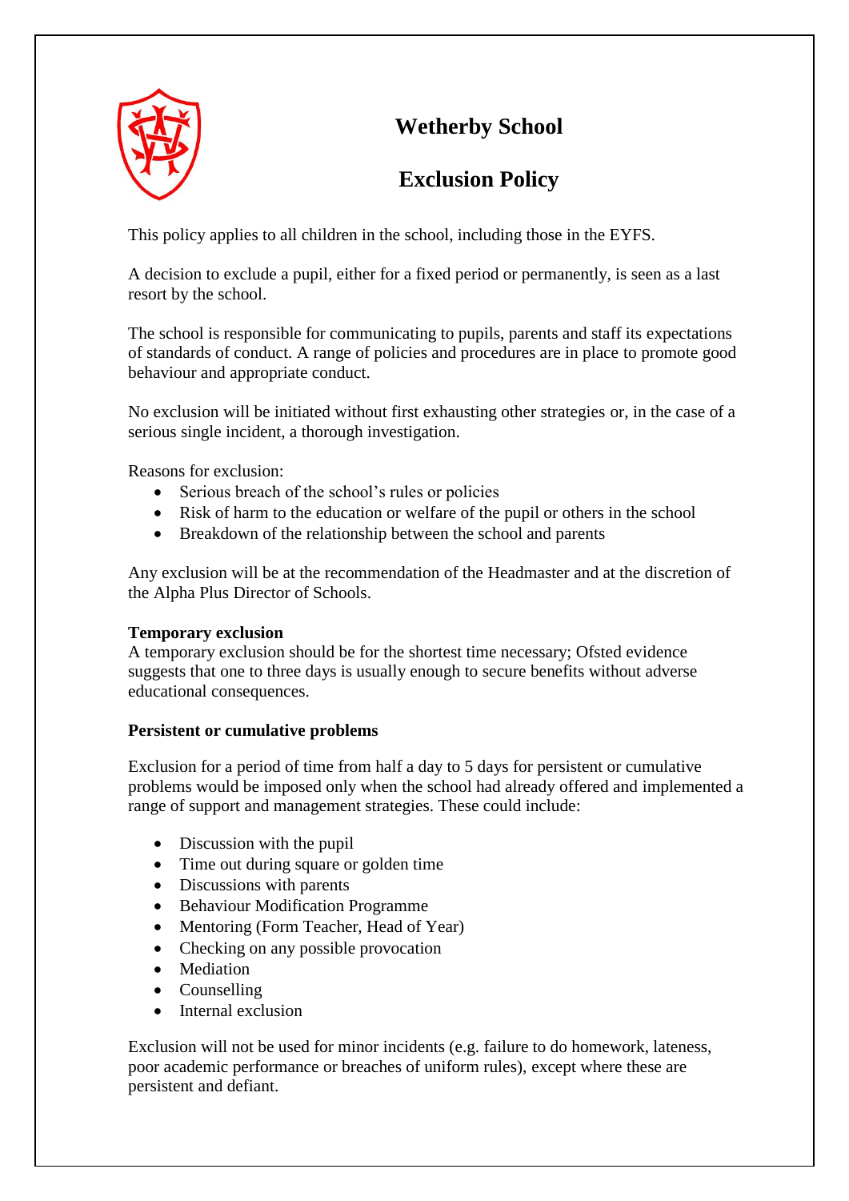# Wetherby School

## Exclusion Policy

This policy applies to all children in the school, including those in the EYFS.

A decision to exclude a pupil, either for a fixed period or permanently, is seen as a last resort by the school.

The school is responsible for communicating to pupils, parents and staff its expectations of standards of conduct. A range of policies and procedures are in place to promote good behaviour and appropriate conduct.

No exclusion will be initiated without first exhausting other strategies or, in the case of a serious single incident, a thorough investigation.

Reasons for exclusion:

- Serious breach of the school's rules or policies
- Risk of harm to the education or welfare of the pupil or others in the school
- Breakdown of the relationship between the school and parents

Any exclusion will be at the recommendation of the Headmaster and at the discretion of the Alpha Plus Director of Schools.

**Temporary exclusion**

A temporary exclusion should be for the shortest time necessary; Ofsted evidence suggests that one to three days is usually enough to secure benefits without adverse educational consequences.

**Persistent or cumulative problems**

Exclusion for a period of time from half a day to 5 days for persistent or cumulative problems would be imposed only when the school had already offered and implemented a range of support and management strategies. These could include:

- Discussion with the pupil
- Time out during square or golden time
- Discussions with parents
- Behaviour Modification Programme
- Mentoring (Form Teacher, Head of Year)
- Checking on any possible provocation
- Mediation
- Counselling
- Internal exclusion

Exclusion will not be used for minor incidents (e.g. failure to do homework, lateness, poor academic performance or breaches of uniform rules), except where these are persistent and defiant.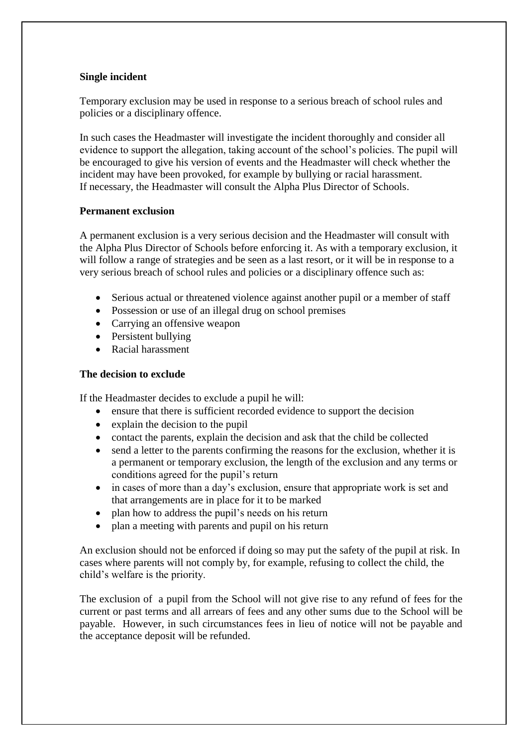**Single incident**

Temporary exclusion may be used in response to a serious breach of school rules and policies or a disciplinary offence.

In such cases the Headmaster will investigate the incident thoroughly and consider all evidence to support the allegation, taking account of the school's policies. The pupil will be encouraged to give his version of events and the Headmaster will check whether the incident may have been provoked, for example by bullying or racial harassment. If necessary, the Headmaster will consult the Alpha Plus Director of Schools.

**Permanent exclusion**

A permanent exclusion is a very serious decision and the Headmaster will consult with the Alpha Plus Director of Schools before enforcing it. As with a temporary exclusion, it will follow a range of strategies and be seen as a last resort, or it will be in response to a very serious breach of school rules and policies or a disciplinary offence such as:

- Serious actual or threatened violence against another pupil or a member of staff
- Possession or use of an illegal drug on school premises
- Carrying an offensive weapon
- Persistent bullying
- Racial harassment

**The decision to exclude**

If the Headmaster decides to exclude a pupil he will:

- ensure that there is sufficient recorded evidence to support the decision
- explain the decision to the pupil
- contact the parents, explain the decision and ask that the child be collected
- send a letter to the parents confirming the reasons for the exclusion, whether it is a permanent or temporary exclusion, the length of the exclusion and any terms or conditions agreed for the pupil's return
- in cases of more than a day's exclusion, ensure that appropriate work is set and that arrangements are in place for it to be marked
- plan how to address the pupil's needs on his return
- plan a meeting with parents and pupil on his return

An exclusion should not be enforced if doing so may put the safety of the pupil at risk. In cases where parents will not comply by, for example, refusing to collect the child, the child's welfare is the priority.

The exclusion of a pupil from the School will not give rise to any refund of fees for the current or past terms and all arrears of fees and any other sums due to the School will be payable. However, in such circumstances fees in lieu of notice will not be payable and the acceptance deposit will be refunded.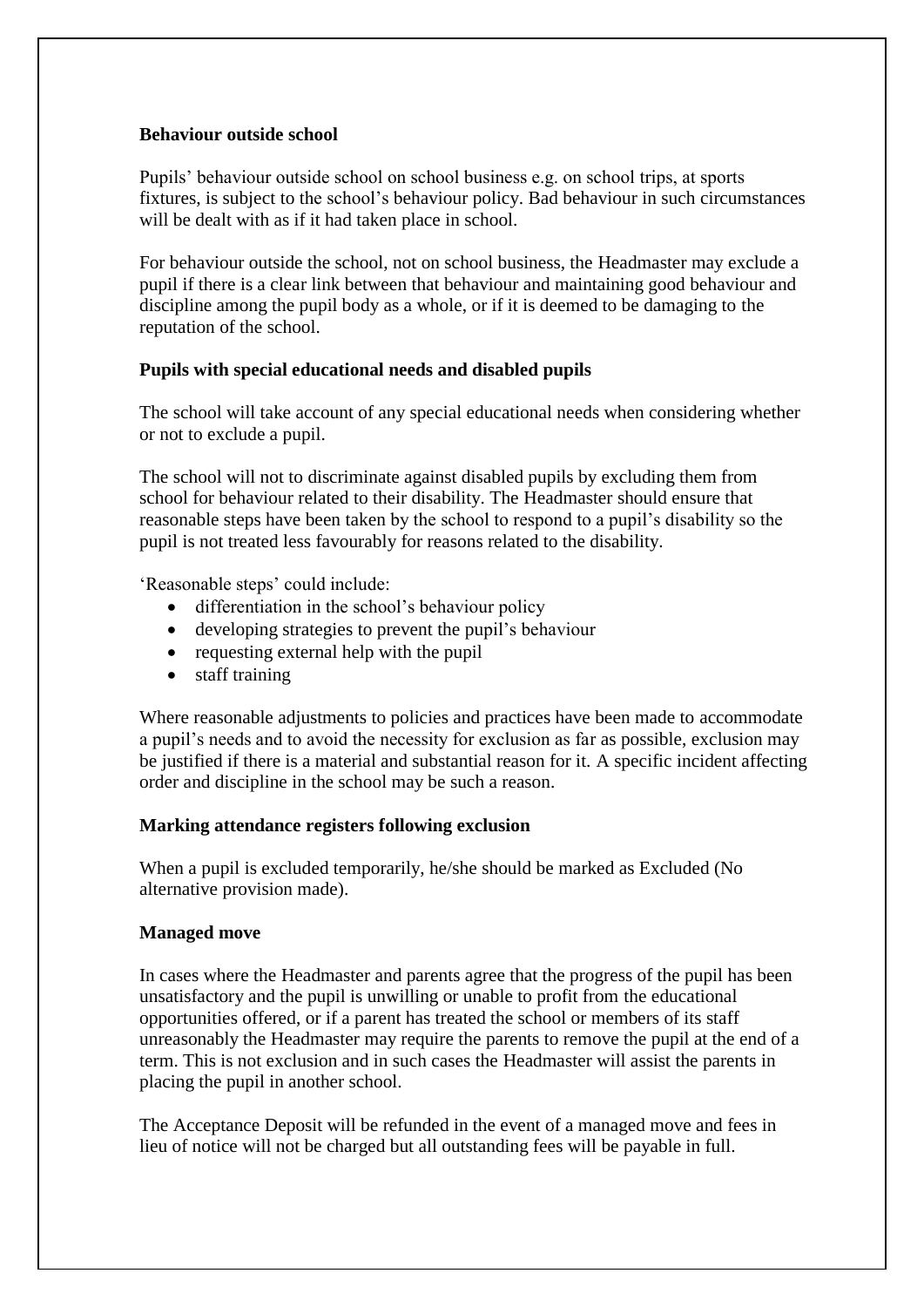**Behaviour outside school**

Pupils' behaviour outside school on school business e.g. on school trips, at sports fixtures, is subject to the school's behaviour policy. Bad behaviour in such circumstances will be dealt with as if it had taken place in school.

For behaviour outside the school, not on school business, the Headmaster may exclude a pupil if there is a clear link between that behaviour and maintaining good behaviour and discipline among the pupil body as a whole, or if it is deemed to be damaging to the reputation of the school.

**Pupils with special educational needs and disabled pupils**

The school will take account of any special educational needs when considering whether or not to exclude a pupil.

The school will not to discriminate against disabled pupils by excluding them from school for behaviour related to their disability. The Headmaster should ensure that reasonable steps have been taken by the school to respond to a pupil's disability so the pupil is not treated less favourably for reasons related to the disability.

'Reasonable steps' could include:

- differentiation in the school's behaviour policy
- developing strategies to prevent the pupil's behaviour
- requesting external help with the pupil
- staff training

Where reasonable adjustments to policies and practices have been made to accommodate a pupil's needs and to avoid the necessity for exclusion as far as possible, exclusion may be justified if there is a material and substantial reason for it. A specific incident affecting order and discipline in the school may be such a reason.

**Marking attendance registers following exclusion**

When a pupil is excluded temporarily, he/she should be marked as Excluded (No alternative provision made).

**Managed move**

In cases where the Headmaster and parents agree that the progress of the pupil has been unsatisfactory and the pupil is unwilling or unable to profit from the educational opportunities offered, or if a parent has treated the school or members of its staff unreasonably the Headmaster may require the parents to remove the pupil at the end of a term. This is not exclusion and in such cases the Headmaster will assist the parents in placing the pupil in another school.

The Acceptance Deposit will be refunded in the event of a managed move and fees in lieu of notice will not be charged but all outstanding fees will be payable in full.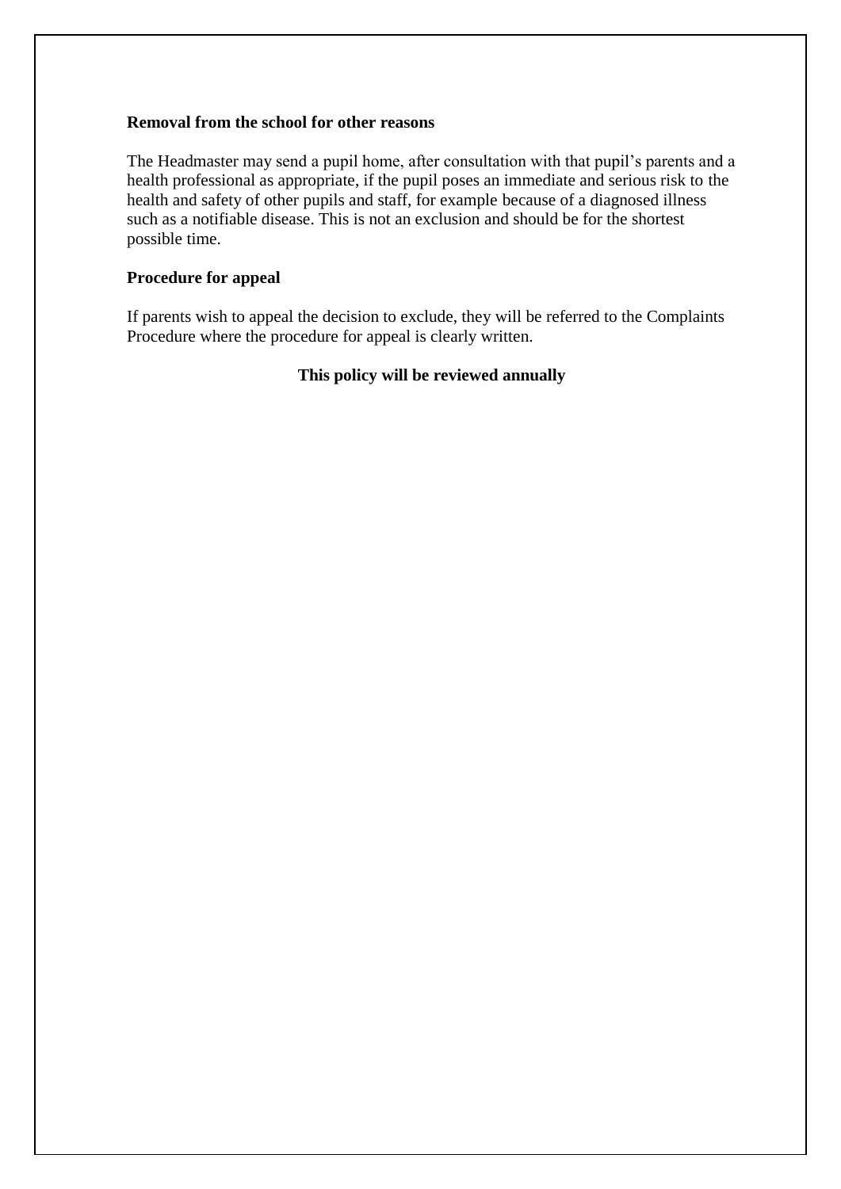### Removal from the school for other reasons

The Headmaster may send a pupil home, after consultation with that pupil's parents and a health professional as appropriate, if the pupil poses an immediate and serious risk to the health and safety of other pupils and staff, for example because of a diagnosed illness such as a notifiable disease. This is not an exclusion and should be for the shortest possible time.

### Procedure for appeal

If parents wish to appeal the decision to exclude, they will be referred to the Complaints Procedure where the procedure for appeal is clearly written.

**This policy will be reviewed annually**